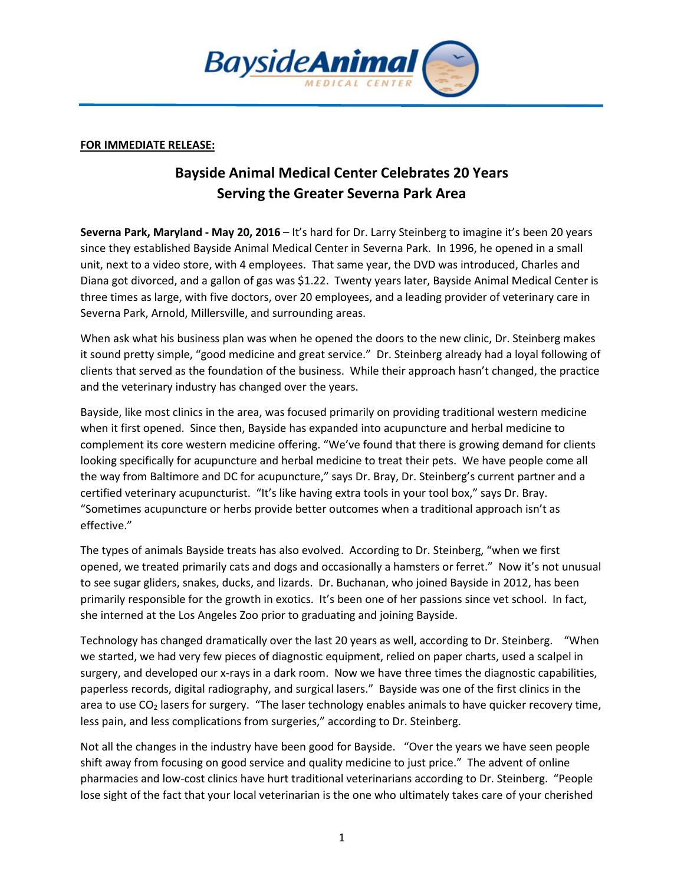**FOR IMMEDIATE RELEASE:**

# Bayside Animal Medical Center Celebrates 20 Years Serving the Greater Severna Park Area

**Severna Park, Maryland - May 20, 2016** – It's hard for Dr. Larry Steinberg to imagine it's been 20 years since they established Bayside Animal Medical Center in Severna Park. In 1996, he opened in a small unit, next to a video store, with 4 employees. That same year, the DVD was introduced, Charles and Diana got divorced, and a gallon of gas was $1.22. Twenty years later, Bayside Animal Medical Center is three times as large, with five doctors, over 20 employees, and a leading provider of veterinary care in Severna Park, Arnold, Millersville, and surrounding areas.

When ask what his business plan was when he opened the doors to the new clinic, Dr. Steinberg makes it sound pretty simple, "good medicine and great service." Dr. Steinberg already had a loyal following of clients that served as the foundation of the business. While their approach hasn't changed, the practice and the veterinary industry has changed over the years.

Bayside, like most clinics in the area, was focused primarily on providing traditional western medicine when it first opened. Since then, Bayside has expanded into acupuncture and herbal medicine to complement its core western medicine offering. "We've found that there is growing demand for clients looking specifically for acupuncture and herbal medicine to treat their pets. We have people come all the way from Baltimore and DC for acupuncture," says Dr. Bray, Dr. Steinberg's current partner and a certified veterinary acupuncturist. "It's like having extra tools in your tool box," says Dr. Bray. "Sometimes acupuncture or herbs provide better outcomes when a traditional approach isn't as effective."

The types of animals Bayside treats has also evolved. According to Dr. Steinberg, "when we first opened, we treated primarily cats and dogs and occasionally a hamsters or ferret." Now it's not unusual to see sugar gliders, snakes, ducks, and lizards. Dr. Buchanan, who joined Bayside in 2012, has been primarily responsible for the growth in exotics. It's been one of her passions since vet school. In fact, she interned at the Los Angeles Zoo prior to graduating and joining Bayside.

Technology has changed dramatically over the last 20 years as well, according to Dr. Steinberg. "When we started, we had very few pieces of diagnostic equipment, relied on paper charts, used a scalpel in surgery, and developed our x-rays in a dark room. Now we have three times the diagnostic capabilities, paperless records, digital radiography, and surgical lasers." Bayside was one of the first clinics in the area to use $CO_2$ lasers for surgery. "The laser technology enables animals to have quicker recovery time, less pain, and less complications from surgeries," according to Dr. Steinberg.

Not all the changes in the industry have been good for Bayside. "Over the years we have seen people shift away from focusing on good service and quality medicine to just price." The advent of online pharmacies and low-cost clinics have hurt traditional veterinarians according to Dr. Steinberg. "People lose sight of the fact that your local veterinarian is the one who ultimately takes care of your cherished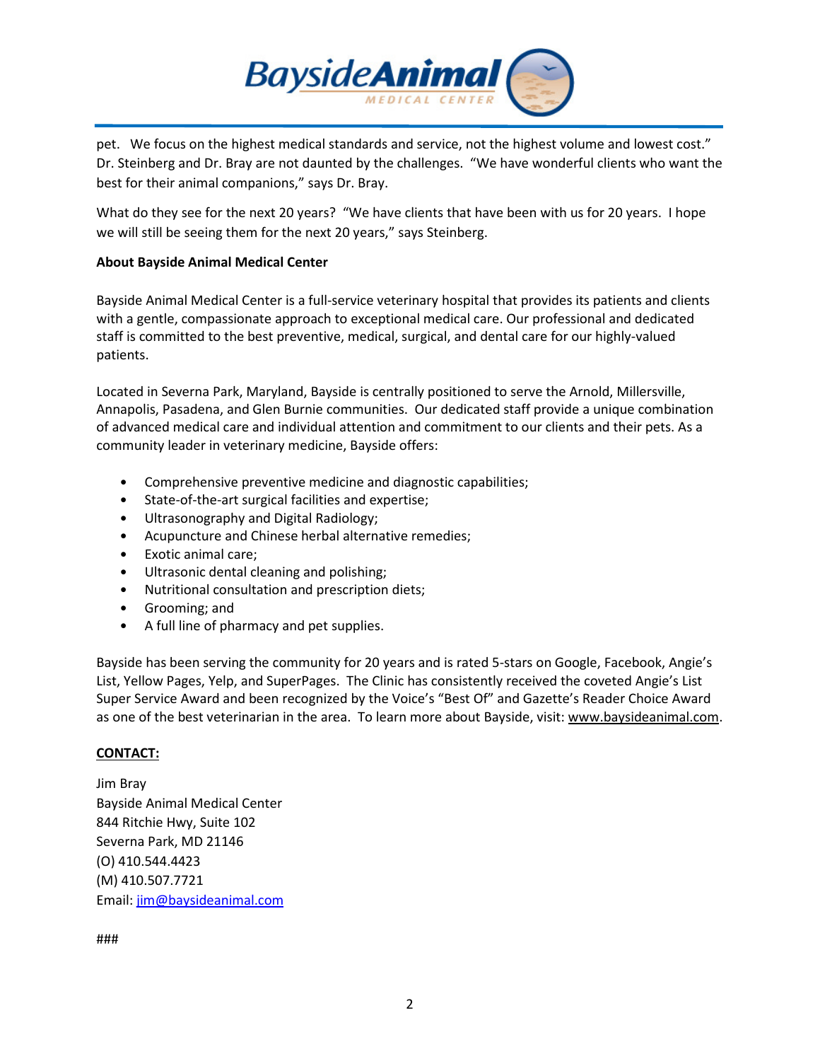pet. We focus on the highest medical standards and service, not the highest volume and lowest cost." Dr. Steinberg and Dr. Bray are not daunted by the challenges. "We have wonderful clients who want the best for their animal companions," says Dr. Bray.

What do they see for the next 20 years? "We have clients that have been with us for 20 years. I hope we will still be seeing them for the next 20 years," says Steinberg.

**About Bayside Animal Medical Center**

Bayside Animal Medical Center is a full-service veterinary hospital that provides its patients and clients with a gentle, compassionate approach to exceptional medical care. Our professional and dedicated staff is committed to the best preventive, medical, surgical, and dental care for our highly-valued patients.

Located in Severna Park, Maryland, Bayside is centrally positioned to serve the Arnold, Millersville, Annapolis, Pasadena, and Glen Burnie communities. Our dedicated staff provide a unique combination of advanced medical care and individual attention and commitment to our clients and their pets. As a community leader in veterinary medicine, Bayside offers:

- Comprehensive preventive medicine and diagnostic capabilities;
- State-of-the-art surgical facilities and expertise;
- Ultrasonography and Digital Radiology;
- Acupuncture and Chinese herbal alternative remedies;
- Exotic animal care;
- Ultrasonic dental cleaning and polishing;
- Nutritional consultation and prescription diets;
- Grooming; and
- A full line of pharmacy and pet supplies.

Bayside has been serving the community for 20 years and is rated 5-stars on Google, Facebook, Angie's List, Yellow Pages, Yelp, and SuperPages. The Clinic has consistently received the coveted Angie's List Super Service Award and been recognized by the Voice's "Best Of" and Gazette's Reader Choice Award as one of the best veterinarian in the area. To learn more about Bayside, visit: www.baysideanimal.com.

**CONTACT:**

Jim Bray
Bayside Animal Medical Center
844 Ritchie Hwy, Suite 102
Severna Park, MD 21146
(O) 410.544.4423
(M) 410.507.7721
Email: jim@baysideanimal.com

###